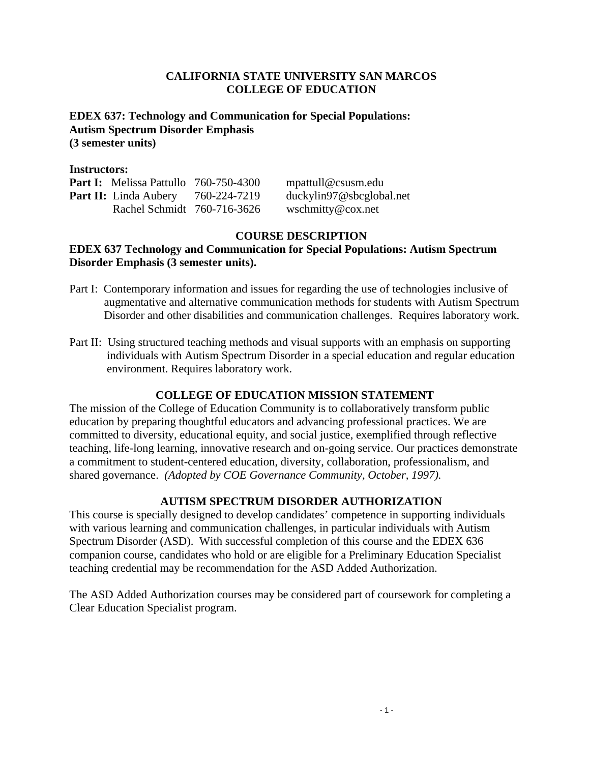**CALIFORNIA STATE UNIVERSITY SAN MARCOS**
**COLLEGE OF EDUCATION**

# EDEX 637: Technology and Communication for Special Populations: Autism Spectrum Disorder Emphasis (3 semester units)

**Instructors:**

| | | | |
|---|---|---|---|
| **Part I:** | Melissa Pattullo | 760-750-4300 | mpattull@csusm.edu |
| **Part II:** | Linda Aubery | 760-224-7219 | duckylin97@sbcglobal.net |
| | Rachel Schmidt | 760-716-3626 | wschmitty@cox.net |

## COURSE DESCRIPTION

**EDEX 637 Technology and Communication for Special Populations: Autism Spectrum Disorder Emphasis (3 semester units).**

Part I: Contemporary information and issues for regarding the use of technologies inclusive of augmentative and alternative communication methods for students with Autism Spectrum Disorder and other disabilities and communication challenges. Requires laboratory work.

Part II: Using structured teaching methods and visual supports with an emphasis on supporting individuals with Autism Spectrum Disorder in a special education and regular education environment. Requires laboratory work.

## COLLEGE OF EDUCATION MISSION STATEMENT

The mission of the College of Education Community is to collaboratively transform public education by preparing thoughtful educators and advancing professional practices. We are committed to diversity, educational equity, and social justice, exemplified through reflective teaching, life-long learning, innovative research and on-going service. Our practices demonstrate a commitment to student-centered education, diversity, collaboration, professionalism, and shared governance. *(Adopted by COE Governance Community, October, 1997).*

## AUTISM SPECTRUM DISORDER AUTHORIZATION

This course is specially designed to develop candidates' competence in supporting individuals with various learning and communication challenges, in particular individuals with Autism Spectrum Disorder (ASD). With successful completion of this course and the EDEX 636 companion course, candidates who hold or are eligible for a Preliminary Education Specialist teaching credential may be recommendation for the ASD Added Authorization.

The ASD Added Authorization courses may be considered part of coursework for completing a Clear Education Specialist program.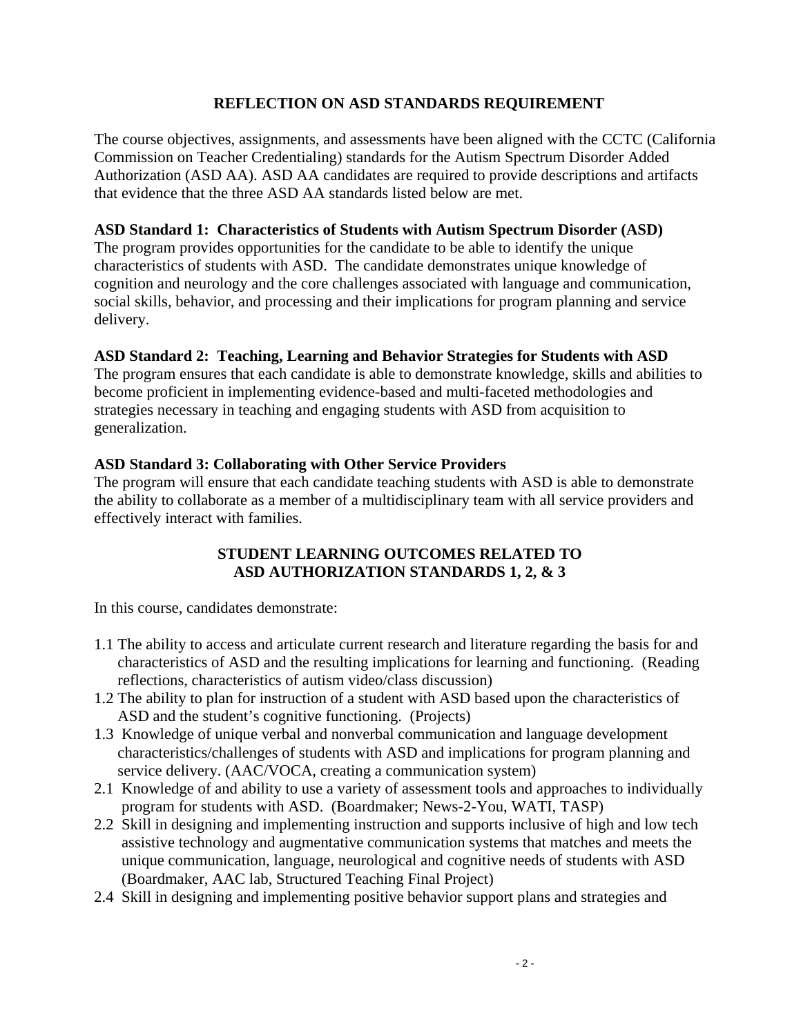## REFLECTION ON ASD STANDARDS REQUIREMENT

The course objectives, assignments, and assessments have been aligned with the CCTC (California Commission on Teacher Credentialing) standards for the Autism Spectrum Disorder Added Authorization (ASD AA). ASD AA candidates are required to provide descriptions and artifacts that evidence that the three ASD AA standards listed below are met.

**ASD Standard 1: Characteristics of Students with Autism Spectrum Disorder (ASD)**
The program provides opportunities for the candidate to be able to identify the unique characteristics of students with ASD. The candidate demonstrates unique knowledge of cognition and neurology and the core challenges associated with language and communication, social skills, behavior, and processing and their implications for program planning and service delivery.

**ASD Standard 2: Teaching, Learning and Behavior Strategies for Students with ASD**
The program ensures that each candidate is able to demonstrate knowledge, skills and abilities to become proficient in implementing evidence-based and multi-faceted methodologies and strategies necessary in teaching and engaging students with ASD from acquisition to generalization.

**ASD Standard 3: Collaborating with Other Service Providers**
The program will ensure that each candidate teaching students with ASD is able to demonstrate the ability to collaborate as a member of a multidisciplinary team with all service providers and effectively interact with families.

## STUDENT LEARNING OUTCOMES RELATED TO ASD AUTHORIZATION STANDARDS 1, 2, & 3

In this course, candidates demonstrate:

- 1.1 The ability to access and articulate current research and literature regarding the basis for and characteristics of ASD and the resulting implications for learning and functioning. (Reading reflections, characteristics of autism video/class discussion)
- 1.2 The ability to plan for instruction of a student with ASD based upon the characteristics of ASD and the student's cognitive functioning. (Projects)
- 1.3 Knowledge of unique verbal and nonverbal communication and language development characteristics/challenges of students with ASD and implications for program planning and service delivery. (AAC/VOCA, creating a communication system)
- 2.1 Knowledge of and ability to use a variety of assessment tools and approaches to individually program for students with ASD. (Boardmaker; News-2-You, WATI, TASP)
- 2.2 Skill in designing and implementing instruction and supports inclusive of high and low tech assistive technology and augmentative communication systems that matches and meets the unique communication, language, neurological and cognitive needs of students with ASD (Boardmaker, AAC lab, Structured Teaching Final Project)
- 2.4 Skill in designing and implementing positive behavior support plans and strategies and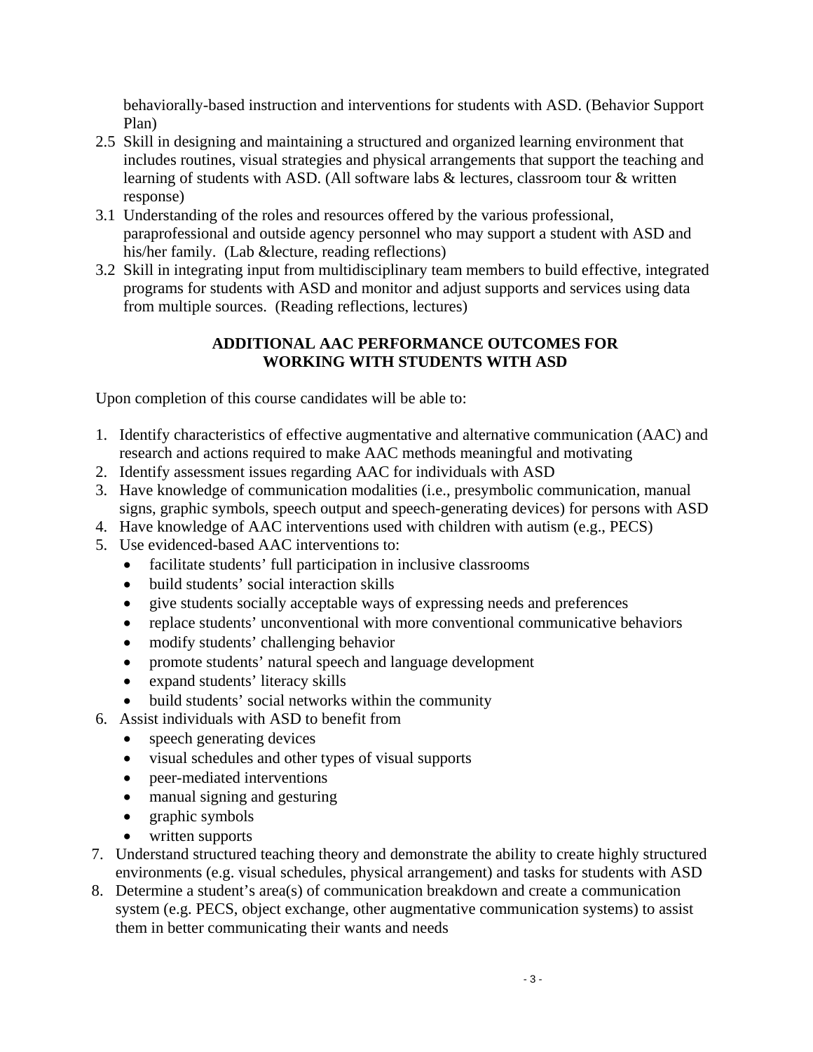behaviorally-based instruction and interventions for students with ASD. (Behavior Support Plan)

2.5 Skill in designing and maintaining a structured and organized learning environment that includes routines, visual strategies and physical arrangements that support the teaching and learning of students with ASD. (All software labs & lectures, classroom tour & written response)

3.1 Understanding of the roles and resources offered by the various professional, paraprofessional and outside agency personnel who may support a student with ASD and his/her family. (Lab &lecture, reading reflections)

3.2 Skill in integrating input from multidisciplinary team members to build effective, integrated programs for students with ASD and monitor and adjust supports and services using data from multiple sources. (Reading reflections, lectures)

## ADDITIONAL AAC PERFORMANCE OUTCOMES FOR WORKING WITH STUDENTS WITH ASD

Upon completion of this course candidates will be able to:

1. Identify characteristics of effective augmentative and alternative communication (AAC) and research and actions required to make AAC methods meaningful and motivating
2. Identify assessment issues regarding AAC for individuals with ASD
3. Have knowledge of communication modalities (i.e., presymbolic communication, manual signs, graphic symbols, speech output and speech-generating devices) for persons with ASD
4. Have knowledge of AAC interventions used with children with autism (e.g., PECS)
5. Use evidenced-based AAC interventions to:
   - facilitate students' full participation in inclusive classrooms
   - build students' social interaction skills
   - give students socially acceptable ways of expressing needs and preferences
   - replace students' unconventional with more conventional communicative behaviors
   - modify students' challenging behavior
   - promote students' natural speech and language development
   - expand students' literacy skills
   - build students' social networks within the community
6. Assist individuals with ASD to benefit from
   - speech generating devices
   - visual schedules and other types of visual supports
   - peer-mediated interventions
   - manual signing and gesturing
   - graphic symbols
   - written supports
7. Understand structured teaching theory and demonstrate the ability to create highly structured environments (e.g. visual schedules, physical arrangement) and tasks for students with ASD
8. Determine a student's area(s) of communication breakdown and create a communication system (e.g. PECS, object exchange, other augmentative communication systems) to assist them in better communicating their wants and needs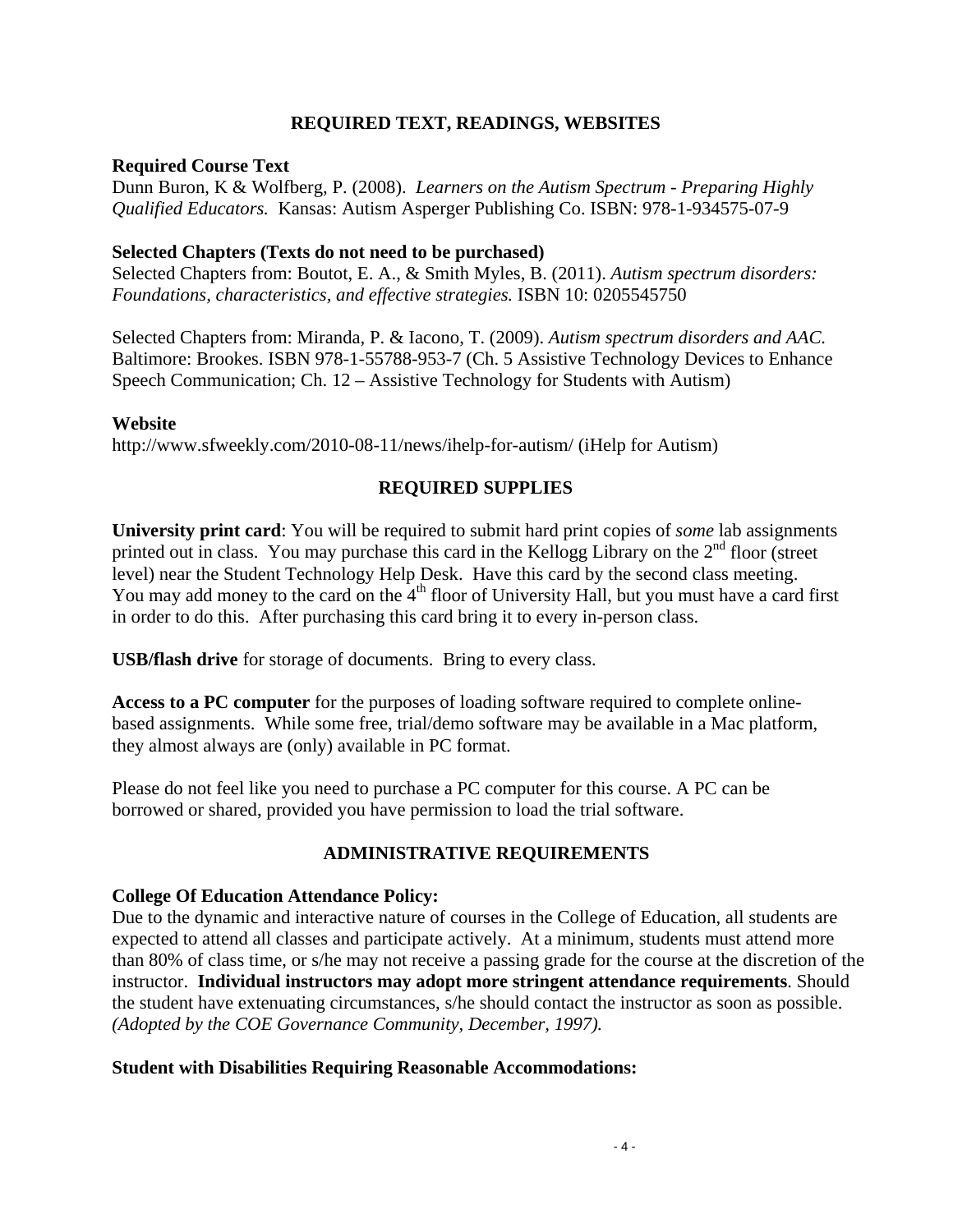## REQUIRED TEXT, READINGS, WEBSITES

**Required Course Text**
Dunn Buron, K & Wolfberg, P. (2008). *Learners on the Autism Spectrum - Preparing Highly Qualified Educators.* Kansas: Autism Asperger Publishing Co. ISBN: 978-1-934575-07-9

**Selected Chapters (Texts do not need to be purchased)**
Selected Chapters from: Boutot, E. A., & Smith Myles, B. (2011). *Autism spectrum disorders: Foundations, characteristics, and effective strategies.* ISBN 10: 0205545750

Selected Chapters from: Miranda, P. & Iacono, T. (2009). *Autism spectrum disorders and AAC.* Baltimore: Brookes. ISBN 978-1-55788-953-7 (Ch. 5 Assistive Technology Devices to Enhance Speech Communication; Ch. 12 – Assistive Technology for Students with Autism)

**Website**
http://www.sfweekly.com/2010-08-11/news/ihelp-for-autism/ (iHelp for Autism)

## REQUIRED SUPPLIES

**University print card**: You will be required to submit hard print copies of *some* lab assignments printed out in class. You may purchase this card in the Kellogg Library on the 2nd floor (street level) near the Student Technology Help Desk. Have this card by the second class meeting. You may add money to the card on the 4th floor of University Hall, but you must have a card first in order to do this. After purchasing this card bring it to every in-person class.

**USB/flash drive** for storage of documents. Bring to every class.

**Access to a PC computer** for the purposes of loading software required to complete online-based assignments. While some free, trial/demo software may be available in a Mac platform, they almost always are (only) available in PC format.

Please do not feel like you need to purchase a PC computer for this course. A PC can be borrowed or shared, provided you have permission to load the trial software.

## ADMINISTRATIVE REQUIREMENTS

**College Of Education Attendance Policy:**
Due to the dynamic and interactive nature of courses in the College of Education, all students are expected to attend all classes and participate actively. At a minimum, students must attend more than 80% of class time, or s/he may not receive a passing grade for the course at the discretion of the instructor. **Individual instructors may adopt more stringent attendance requirements**. Should the student have extenuating circumstances, s/he should contact the instructor as soon as possible. *(Adopted by the COE Governance Community, December, 1997).*

**Student with Disabilities Requiring Reasonable Accommodations:**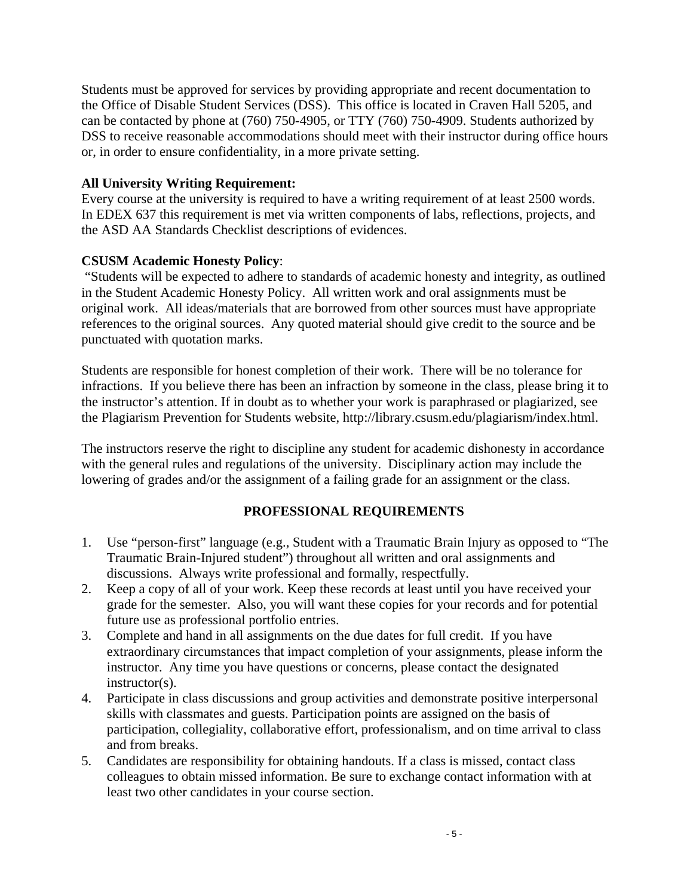Students must be approved for services by providing appropriate and recent documentation to the Office of Disable Student Services (DSS). This office is located in Craven Hall 5205, and can be contacted by phone at (760) 750-4905, or TTY (760) 750-4909. Students authorized by DSS to receive reasonable accommodations should meet with their instructor during office hours or, in order to ensure confidentiality, in a more private setting.

**All University Writing Requirement:**
Every course at the university is required to have a writing requirement of at least 2500 words. In EDEX 637 this requirement is met via written components of labs, reflections, projects, and the ASD AA Standards Checklist descriptions of evidences.

**CSUSM Academic Honesty Policy**:
"Students will be expected to adhere to standards of academic honesty and integrity, as outlined in the Student Academic Honesty Policy. All written work and oral assignments must be original work. All ideas/materials that are borrowed from other sources must have appropriate references to the original sources. Any quoted material should give credit to the source and be punctuated with quotation marks.

Students are responsible for honest completion of their work. There will be no tolerance for infractions. If you believe there has been an infraction by someone in the class, please bring it to the instructor's attention. If in doubt as to whether your work is paraphrased or plagiarized, see the Plagiarism Prevention for Students website, http://library.csusm.edu/plagiarism/index.html.

The instructors reserve the right to discipline any student for academic dishonesty in accordance with the general rules and regulations of the university. Disciplinary action may include the lowering of grades and/or the assignment of a failing grade for an assignment or the class.

## PROFESSIONAL REQUIREMENTS

1. Use "person-first" language (e.g., Student with a Traumatic Brain Injury as opposed to "The Traumatic Brain-Injured student") throughout all written and oral assignments and discussions. Always write professional and formally, respectfully.
2. Keep a copy of all of your work. Keep these records at least until you have received your grade for the semester. Also, you will want these copies for your records and for potential future use as professional portfolio entries.
3. Complete and hand in all assignments on the due dates for full credit. If you have extraordinary circumstances that impact completion of your assignments, please inform the instructor. Any time you have questions or concerns, please contact the designated instructor(s).
4. Participate in class discussions and group activities and demonstrate positive interpersonal skills with classmates and guests. Participation points are assigned on the basis of participation, collegiality, collaborative effort, professionalism, and on time arrival to class and from breaks.
5. Candidates are responsibility for obtaining handouts. If a class is missed, contact class colleagues to obtain missed information. Be sure to exchange contact information with at least two other candidates in your course section.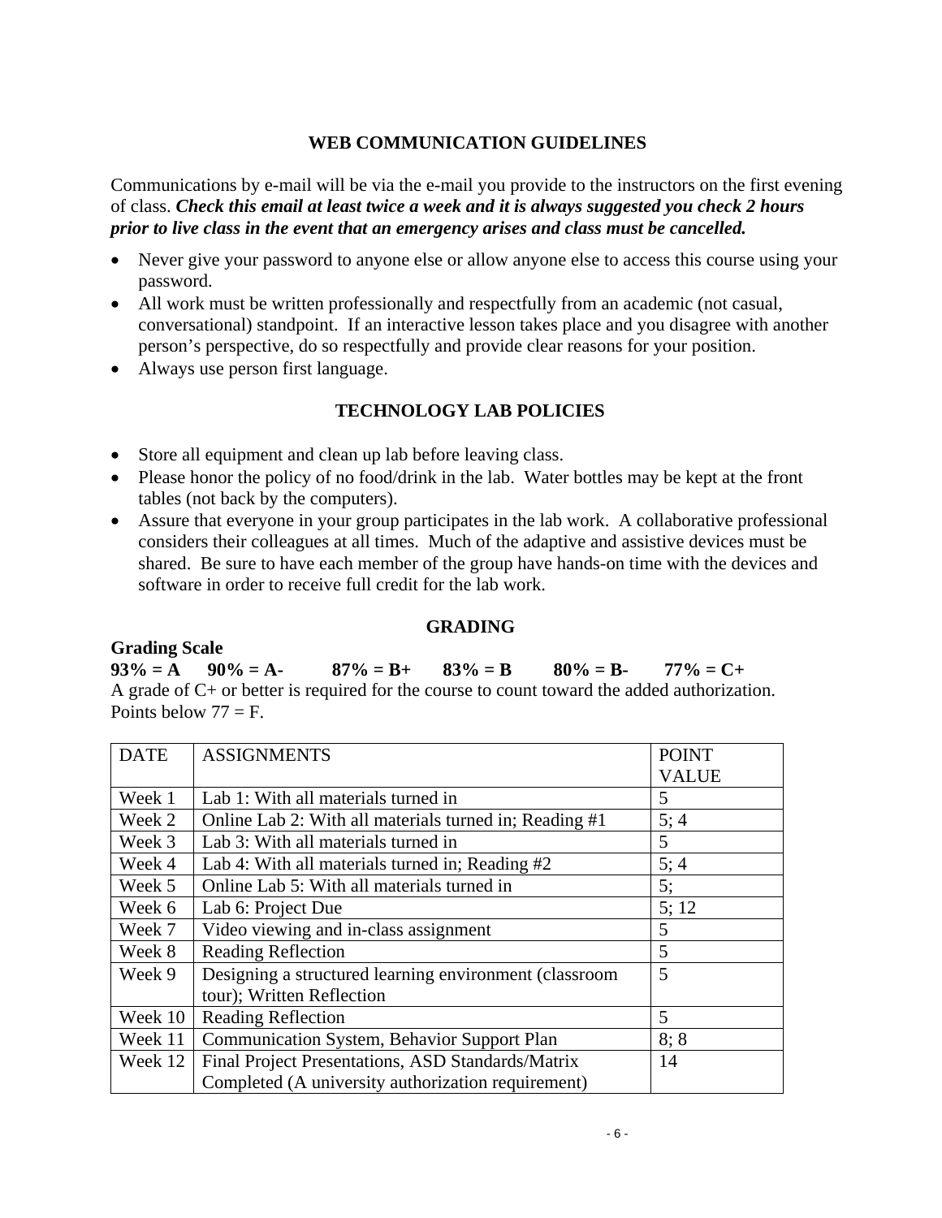## WEB COMMUNICATION GUIDELINES

Communications by e-mail will be via the e-mail you provide to the instructors on the first evening of class. ***Check this email at least twice a week and it is always suggested you check 2 hours prior to live class in the event that an emergency arises and class must be cancelled.***

- Never give your password to anyone else or allow anyone else to access this course using your password.
- All work must be written professionally and respectfully from an academic (not casual, conversational) standpoint. If an interactive lesson takes place and you disagree with another person's perspective, do so respectfully and provide clear reasons for your position.
- Always use person first language.

## TECHNOLOGY LAB POLICIES

- Store all equipment and clean up lab before leaving class.
- Please honor the policy of no food/drink in the lab. Water bottles may be kept at the front tables (not back by the computers).
- Assure that everyone in your group participates in the lab work. A collaborative professional considers their colleagues at all times. Much of the adaptive and assistive devices must be shared. Be sure to have each member of the group have hands-on time with the devices and software in order to receive full credit for the lab work.

## GRADING

**Grading Scale**

**93% = A  90% = A-  87% = B+  83% = B  80% = B-  77% = C+**

A grade of C+ or better is required for the course to count toward the added authorization. Points below 77 = F.

| DATE | ASSIGNMENTS | POINT VALUE |
|---|---|---|
| Week 1 | Lab 1: With all materials turned in | 5 |
| Week 2 | Online Lab 2: With all materials turned in; Reading #1 | 5; 4 |
| Week 3 | Lab 3: With all materials turned in | 5 |
| Week 4 | Lab 4: With all materials turned in; Reading #2 | 5; 4 |
| Week 5 | Online Lab 5: With all materials turned in | 5; |
| Week 6 | Lab 6: Project Due | 5; 12 |
| Week 7 | Video viewing and in-class assignment | 5 |
| Week 8 | Reading Reflection | 5 |
| Week 9 | Designing a structured learning environment (classroom tour); Written Reflection | 5 |
| Week 10 | Reading Reflection | 5 |
| Week 11 | Communication System, Behavior Support Plan | 8; 8 |
| Week 12 | Final Project Presentations, ASD Standards/Matrix Completed (A university authorization requirement) | 14 |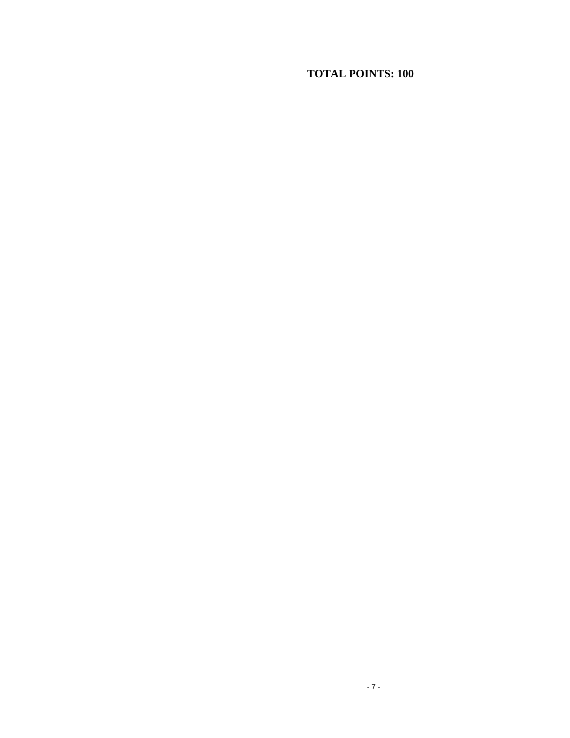**TOTAL POINTS: 100**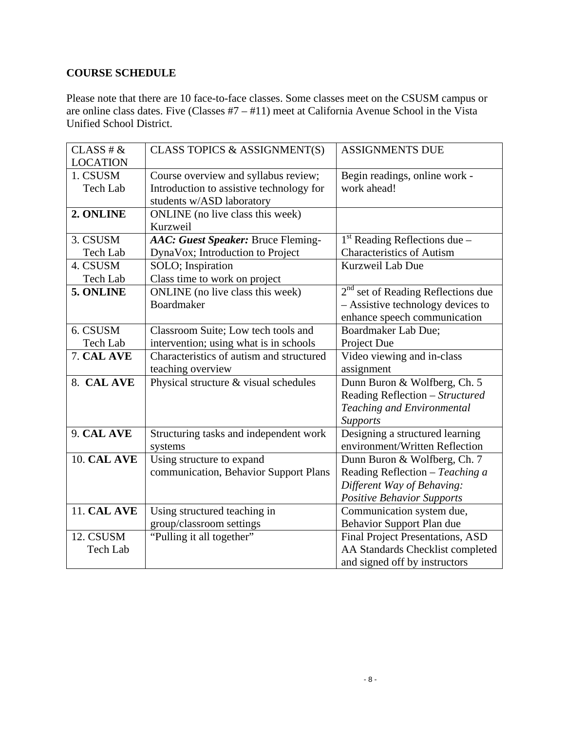## COURSE SCHEDULE

Please note that there are 10 face-to-face classes. Some classes meet on the CSUSM campus or are online class dates. Five (Classes #7 – #11) meet at California Avenue School in the Vista Unified School District.

| CLASS # & LOCATION | CLASS TOPICS & ASSIGNMENT(S) | ASSIGNMENTS DUE |
|---|---|---|
| 1. CSUSM Tech Lab | Course overview and syllabus review; Introduction to assistive technology for students w/ASD laboratory | Begin readings, online work - work ahead! |
| **2. ONLINE** | ONLINE (no live class this week) Kurzweil | |
| 3. CSUSM Tech Lab | ***AAC: Guest Speaker:*** Bruce Fleming-DynaVox; Introduction to Project | 1st Reading Reflections due – Characteristics of Autism |
| 4. CSUSM Tech Lab | SOLO; Inspiration Class time to work on project | Kurzweil Lab Due |
| **5. ONLINE** | ONLINE (no live class this week) Boardmaker | 2nd set of Reading Reflections due – Assistive technology devices to enhance speech communication |
| 6. CSUSM Tech Lab | Classroom Suite; Low tech tools and intervention; using what is in schools | Boardmaker Lab Due; Project Due |
| 7. **CAL AVE** | Characteristics of autism and structured teaching overview | Video viewing and in-class assignment |
| 8. **CAL AVE** | Physical structure & visual schedules | Dunn Buron & Wolfberg, Ch. 5 Reading Reflection – *Structured Teaching and Environmental Supports* |
| 9. **CAL AVE** | Structuring tasks and independent work systems | Designing a structured learning environment/Written Reflection |
| 10. **CAL AVE** | Using structure to expand communication, Behavior Support Plans | Dunn Buron & Wolfberg, Ch. 7 Reading Reflection – *Teaching a Different Way of Behaving: Positive Behavior Supports* |
| 11. **CAL AVE** | Using structured teaching in group/classroom settings | Communication system due, Behavior Support Plan due |
| 12. CSUSM Tech Lab | "Pulling it all together" | Final Project Presentations, ASD AA Standards Checklist completed and signed off by instructors |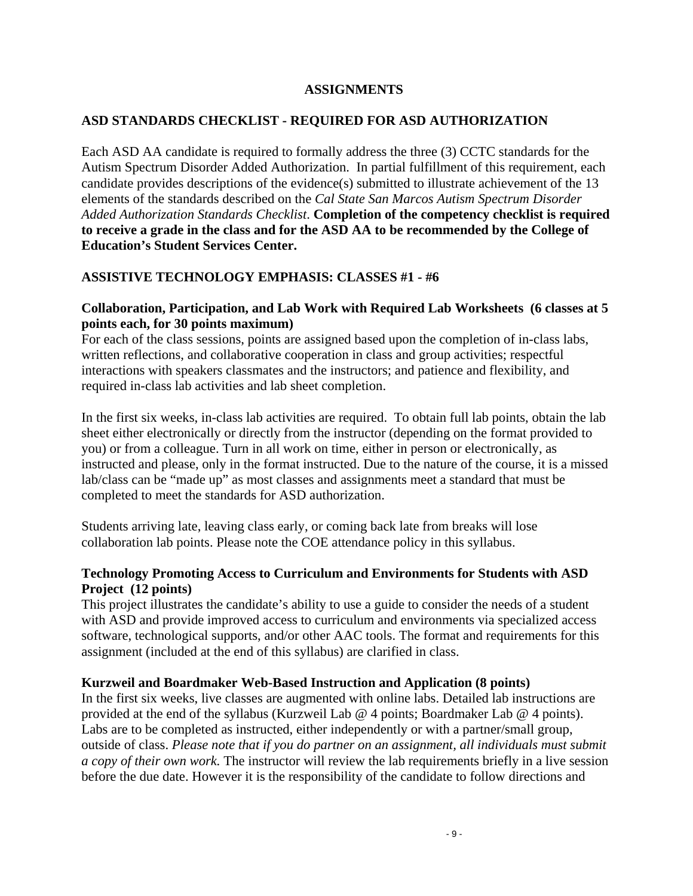## ASSIGNMENTS

### ASD STANDARDS CHECKLIST - REQUIRED FOR ASD AUTHORIZATION

Each ASD AA candidate is required to formally address the three (3) CCTC standards for the Autism Spectrum Disorder Added Authorization. In partial fulfillment of this requirement, each candidate provides descriptions of the evidence(s) submitted to illustrate achievement of the 13 elements of the standards described on the *Cal State San Marcos Autism Spectrum Disorder Added Authorization Standards Checklist*. **Completion of the competency checklist is required to receive a grade in the class and for the ASD AA to be recommended by the College of Education's Student Services Center.**

### ASSISTIVE TECHNOLOGY EMPHASIS: CLASSES #1 - #6

**Collaboration, Participation, and Lab Work with Required Lab Worksheets (6 classes at 5 points each, for 30 points maximum)**

For each of the class sessions, points are assigned based upon the completion of in-class labs, written reflections, and collaborative cooperation in class and group activities; respectful interactions with speakers classmates and the instructors; and patience and flexibility, and required in-class lab activities and lab sheet completion.

In the first six weeks, in-class lab activities are required. To obtain full lab points, obtain the lab sheet either electronically or directly from the instructor (depending on the format provided to you) or from a colleague. Turn in all work on time, either in person or electronically, as instructed and please, only in the format instructed. Due to the nature of the course, it is a missed lab/class can be "made up" as most classes and assignments meet a standard that must be completed to meet the standards for ASD authorization.

Students arriving late, leaving class early, or coming back late from breaks will lose collaboration lab points. Please note the COE attendance policy in this syllabus.

**Technology Promoting Access to Curriculum and Environments for Students with ASD Project (12 points)**

This project illustrates the candidate's ability to use a guide to consider the needs of a student with ASD and provide improved access to curriculum and environments via specialized access software, technological supports, and/or other AAC tools. The format and requirements for this assignment (included at the end of this syllabus) are clarified in class.

**Kurzweil and Boardmaker Web-Based Instruction and Application (8 points)**

In the first six weeks, live classes are augmented with online labs. Detailed lab instructions are provided at the end of the syllabus (Kurzweil Lab @ 4 points; Boardmaker Lab @ 4 points). Labs are to be completed as instructed, either independently or with a partner/small group, outside of class. *Please note that if you do partner on an assignment, all individuals must submit a copy of their own work.* The instructor will review the lab requirements briefly in a live session before the due date. However it is the responsibility of the candidate to follow directions and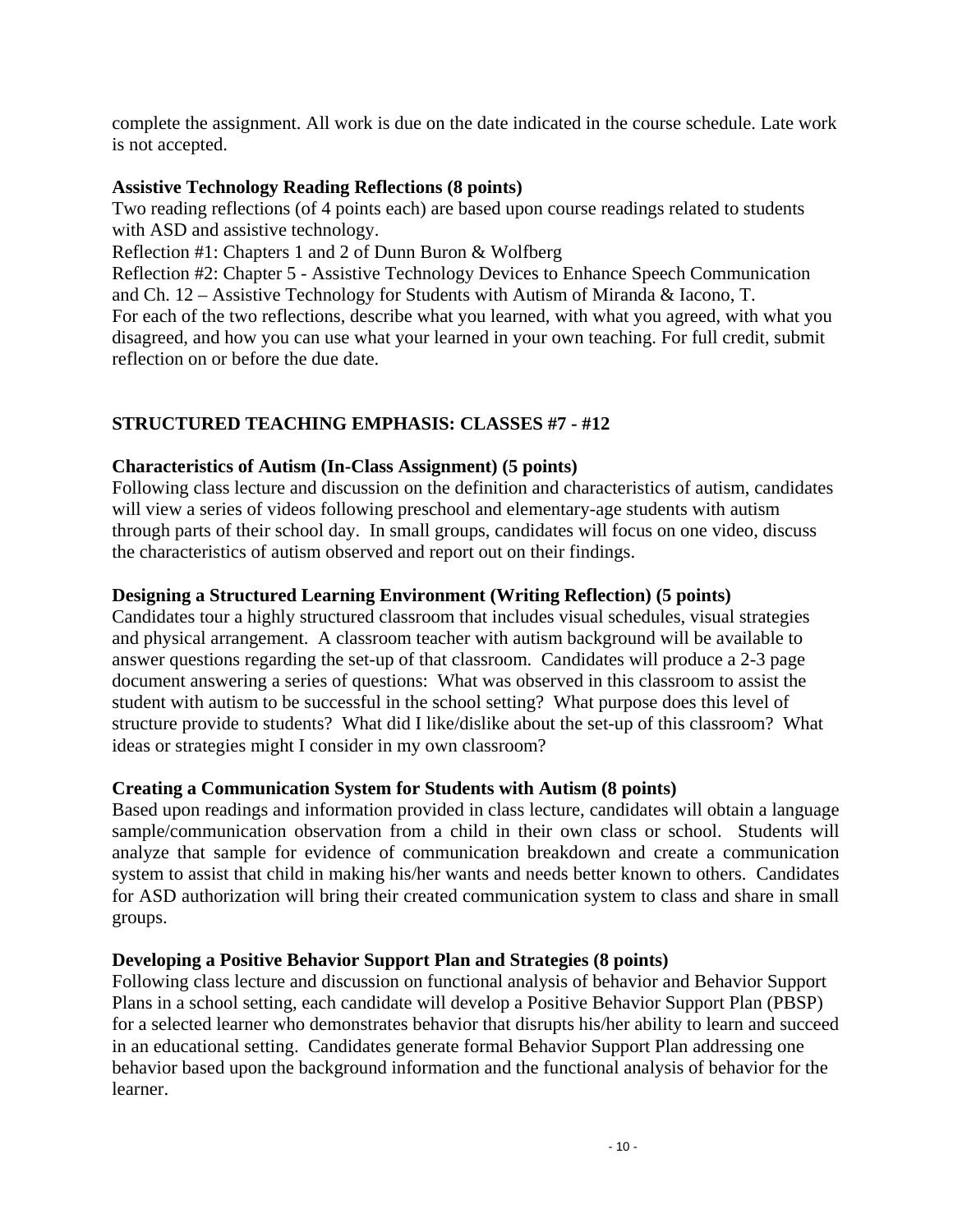complete the assignment. All work is due on the date indicated in the course schedule. Late work is not accepted.

**Assistive Technology Reading Reflections (8 points)**

Two reading reflections (of 4 points each) are based upon course readings related to students with ASD and assistive technology.

Reflection #1: Chapters 1 and 2 of Dunn Buron & Wolfberg

Reflection #2: Chapter 5 - Assistive Technology Devices to Enhance Speech Communication and Ch. 12 – Assistive Technology for Students with Autism of Miranda & Iacono, T.

For each of the two reflections, describe what you learned, with what you agreed, with what you disagreed, and how you can use what your learned in your own teaching. For full credit, submit reflection on or before the due date.

## STRUCTURED TEACHING EMPHASIS: CLASSES #7 - #12

**Characteristics of Autism (In-Class Assignment) (5 points)**

Following class lecture and discussion on the definition and characteristics of autism, candidates will view a series of videos following preschool and elementary-age students with autism through parts of their school day. In small groups, candidates will focus on one video, discuss the characteristics of autism observed and report out on their findings.

**Designing a Structured Learning Environment (Writing Reflection) (5 points)**

Candidates tour a highly structured classroom that includes visual schedules, visual strategies and physical arrangement. A classroom teacher with autism background will be available to answer questions regarding the set-up of that classroom. Candidates will produce a 2-3 page document answering a series of questions: What was observed in this classroom to assist the student with autism to be successful in the school setting? What purpose does this level of structure provide to students? What did I like/dislike about the set-up of this classroom? What ideas or strategies might I consider in my own classroom?

**Creating a Communication System for Students with Autism (8 points)**

Based upon readings and information provided in class lecture, candidates will obtain a language sample/communication observation from a child in their own class or school. Students will analyze that sample for evidence of communication breakdown and create a communication system to assist that child in making his/her wants and needs better known to others. Candidates for ASD authorization will bring their created communication system to class and share in small groups.

**Developing a Positive Behavior Support Plan and Strategies (8 points)**

Following class lecture and discussion on functional analysis of behavior and Behavior Support Plans in a school setting, each candidate will develop a Positive Behavior Support Plan (PBSP) for a selected learner who demonstrates behavior that disrupts his/her ability to learn and succeed in an educational setting. Candidates generate formal Behavior Support Plan addressing one behavior based upon the background information and the functional analysis of behavior for the learner.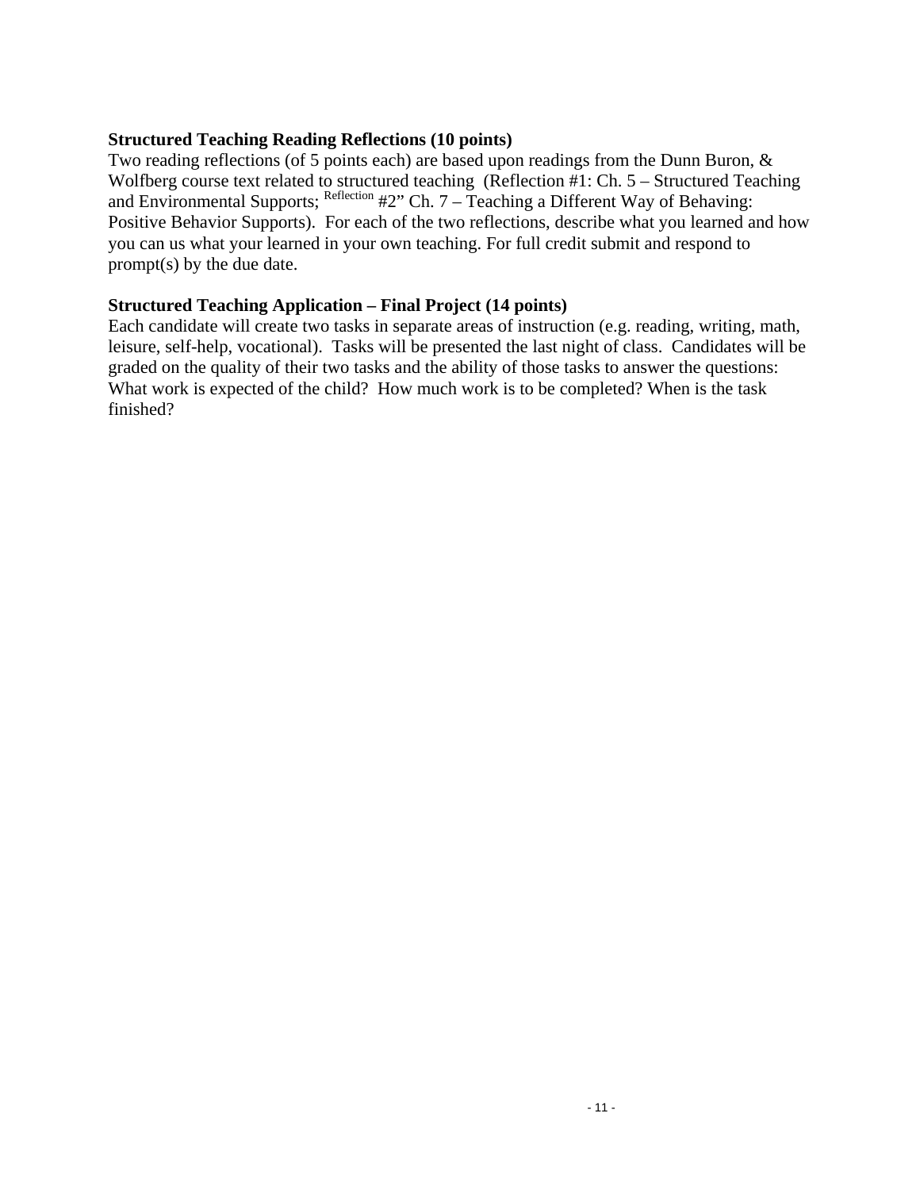**Structured Teaching Reading Reflections (10 points)**
Two reading reflections (of 5 points each) are based upon readings from the Dunn Buron, & Wolfberg course text related to structured teaching (Reflection #1: Ch. 5 – Structured Teaching and Environmental Supports; Reflection #2" Ch. 7 – Teaching a Different Way of Behaving: Positive Behavior Supports). For each of the two reflections, describe what you learned and how you can us what your learned in your own teaching. For full credit submit and respond to prompt(s) by the due date.

**Structured Teaching Application – Final Project (14 points)**
Each candidate will create two tasks in separate areas of instruction (e.g. reading, writing, math, leisure, self-help, vocational). Tasks will be presented the last night of class. Candidates will be graded on the quality of their two tasks and the ability of those tasks to answer the questions: What work is expected of the child? How much work is to be completed? When is the task finished?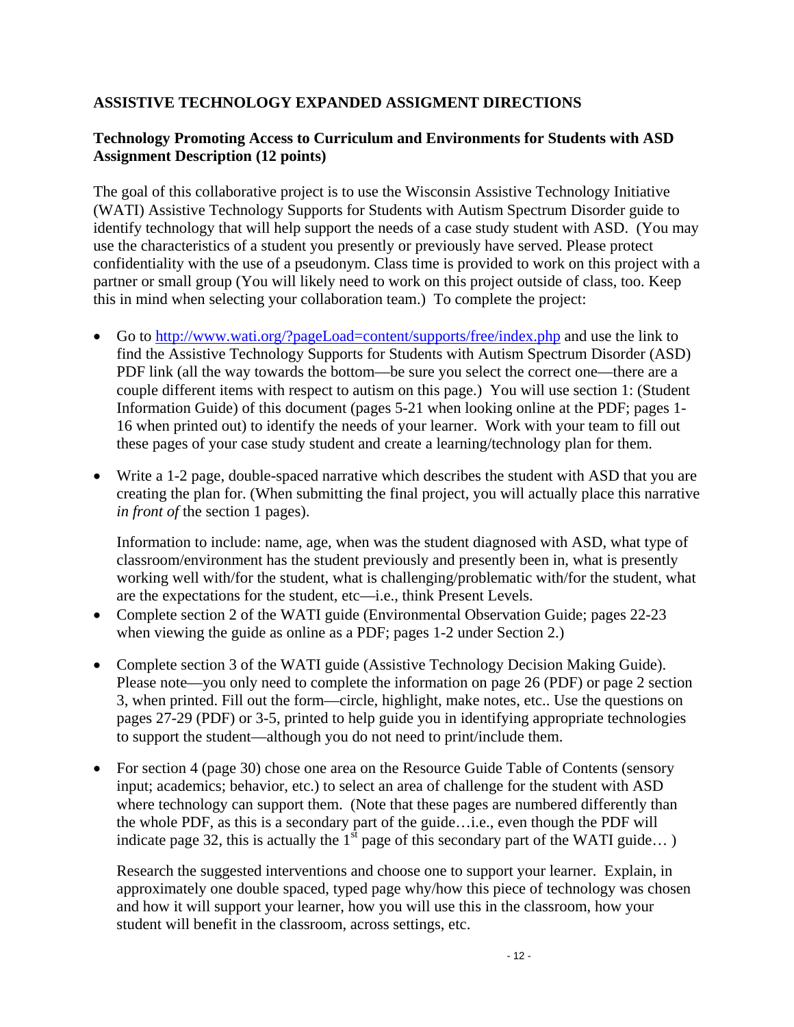**ASSISTIVE TECHNOLOGY EXPANDED ASSIGMENT DIRECTIONS**

**Technology Promoting Access to Curriculum and Environments for Students with ASD Assignment Description (12 points)**

The goal of this collaborative project is to use the Wisconsin Assistive Technology Initiative (WATI) Assistive Technology Supports for Students with Autism Spectrum Disorder guide to identify technology that will help support the needs of a case study student with ASD. (You may use the characteristics of a student you presently or previously have served. Please protect confidentiality with the use of a pseudonym. Class time is provided to work on this project with a partner or small group (You will likely need to work on this project outside of class, too. Keep this in mind when selecting your collaboration team.) To complete the project:

- Go to http://www.wati.org/?pageLoad=content/supports/free/index.php and use the link to find the Assistive Technology Supports for Students with Autism Spectrum Disorder (ASD) PDF link (all the way towards the bottom—be sure you select the correct one—there are a couple different items with respect to autism on this page.) You will use section 1: (Student Information Guide) of this document (pages 5-21 when looking online at the PDF; pages 1-16 when printed out) to identify the needs of your learner. Work with your team to fill out these pages of your case study student and create a learning/technology plan for them.

- Write a 1-2 page, double-spaced narrative which describes the student with ASD that you are creating the plan for. (When submitting the final project, you will actually place this narrative *in front of* the section 1 pages).

  Information to include: name, age, when was the student diagnosed with ASD, what type of classroom/environment has the student previously and presently been in, what is presently working well with/for the student, what is challenging/problematic with/for the student, what are the expectations for the student, etc—i.e., think Present Levels.

- Complete section 2 of the WATI guide (Environmental Observation Guide; pages 22-23 when viewing the guide as online as a PDF; pages 1-2 under Section 2.)

- Complete section 3 of the WATI guide (Assistive Technology Decision Making Guide). Please note—you only need to complete the information on page 26 (PDF) or page 2 section 3, when printed. Fill out the form—circle, highlight, make notes, etc.. Use the questions on pages 27-29 (PDF) or 3-5, printed to help guide you in identifying appropriate technologies to support the student—although you do not need to print/include them.

- For section 4 (page 30) chose one area on the Resource Guide Table of Contents (sensory input; academics; behavior, etc.) to select an area of challenge for the student with ASD where technology can support them. (Note that these pages are numbered differently than the whole PDF, as this is a secondary part of the guide…i.e., even though the PDF will indicate page 32, this is actually the 1st page of this secondary part of the WATI guide… )

  Research the suggested interventions and choose one to support your learner. Explain, in approximately one double spaced, typed page why/how this piece of technology was chosen and how it will support your learner, how you will use this in the classroom, how your student will benefit in the classroom, across settings, etc.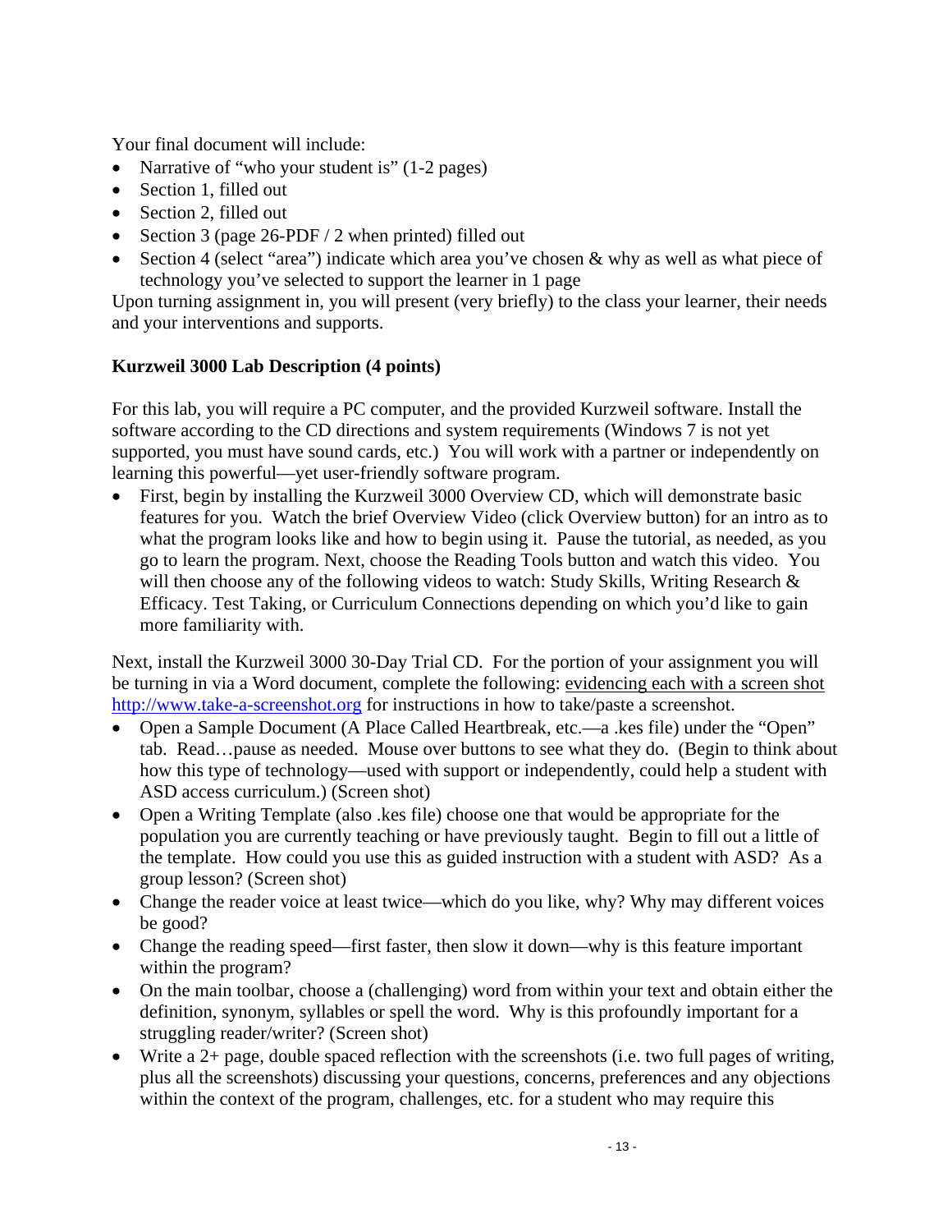Your final document will include:

- Narrative of "who your student is" (1-2 pages)
- Section 1, filled out
- Section 2, filled out
- Section 3 (page 26-PDF / 2 when printed) filled out
- Section 4 (select "area") indicate which area you've chosen & why as well as what piece of technology you've selected to support the learner in 1 page

Upon turning assignment in, you will present (very briefly) to the class your learner, their needs and your interventions and supports.

**Kurzweil 3000 Lab Description (4 points)**

For this lab, you will require a PC computer, and the provided Kurzweil software. Install the software according to the CD directions and system requirements (Windows 7 is not yet supported, you must have sound cards, etc.) You will work with a partner or independently on learning this powerful—yet user-friendly software program.

- First, begin by installing the Kurzweil 3000 Overview CD, which will demonstrate basic features for you. Watch the brief Overview Video (click Overview button) for an intro as to what the program looks like and how to begin using it. Pause the tutorial, as needed, as you go to learn the program. Next, choose the Reading Tools button and watch this video. You will then choose any of the following videos to watch: Study Skills, Writing Research & Efficacy. Test Taking, or Curriculum Connections depending on which you'd like to gain more familiarity with.

Next, install the Kurzweil 3000 30-Day Trial CD. For the portion of your assignment you will be turning in via a Word document, complete the following: evidencing each with a screen shot http://www.take-a-screenshot.org for instructions in how to take/paste a screenshot.

- Open a Sample Document (A Place Called Heartbreak, etc.—a .kes file) under the "Open" tab. Read…pause as needed. Mouse over buttons to see what they do. (Begin to think about how this type of technology—used with support or independently, could help a student with ASD access curriculum.) (Screen shot)
- Open a Writing Template (also .kes file) choose one that would be appropriate for the population you are currently teaching or have previously taught. Begin to fill out a little of the template. How could you use this as guided instruction with a student with ASD? As a group lesson? (Screen shot)
- Change the reader voice at least twice—which do you like, why? Why may different voices be good?
- Change the reading speed—first faster, then slow it down—why is this feature important within the program?
- On the main toolbar, choose a (challenging) word from within your text and obtain either the definition, synonym, syllables or spell the word. Why is this profoundly important for a struggling reader/writer? (Screen shot)
- Write a 2+ page, double spaced reflection with the screenshots (i.e. two full pages of writing, plus all the screenshots) discussing your questions, concerns, preferences and any objections within the context of the program, challenges, etc. for a student who may require this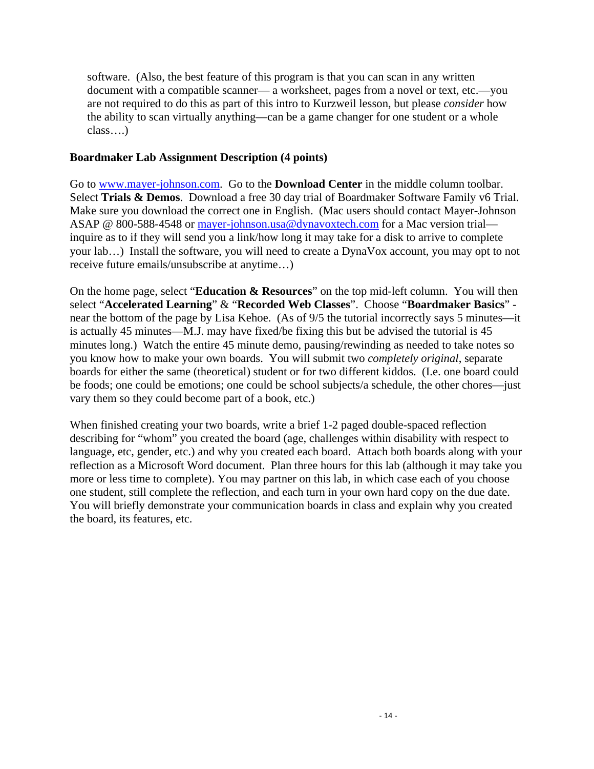software. (Also, the best feature of this program is that you can scan in any written document with a compatible scanner— a worksheet, pages from a novel or text, etc.—you are not required to do this as part of this intro to Kurzweil lesson, but please *consider* how the ability to scan virtually anything—can be a game changer for one student or a whole class….)

**Boardmaker Lab Assignment Description (4 points)**

Go to [www.mayer-johnson.com](www.mayer-johnson.com). Go to the **Download Center** in the middle column toolbar. Select **Trials & Demos**. Download a free 30 day trial of Boardmaker Software Family v6 Trial. Make sure you download the correct one in English. (Mac users should contact Mayer-Johnson ASAP @ 800-588-4548 or [mayer-johnson.usa@dynavoxtech.com](mailto:mayer-johnson.usa@dynavoxtech.com) for a Mac version trial—inquire as to if they will send you a link/how long it may take for a disk to arrive to complete your lab…) Install the software, you will need to create a DynaVox account, you may opt to not receive future emails/unsubscribe at anytime…)

On the home page, select "**Education & Resources**" on the top mid-left column. You will then select "**Accelerated Learning**" & "**Recorded Web Classes**". Choose "**Boardmaker Basics**" - near the bottom of the page by Lisa Kehoe. (As of 9/5 the tutorial incorrectly says 5 minutes—it is actually 45 minutes—M.J. may have fixed/be fixing this but be advised the tutorial is 45 minutes long.) Watch the entire 45 minute demo, pausing/rewinding as needed to take notes so you know how to make your own boards. You will submit two *completely original*, separate boards for either the same (theoretical) student or for two different kiddos. (I.e. one board could be foods; one could be emotions; one could be school subjects/a schedule, the other chores—just vary them so they could become part of a book, etc.)

When finished creating your two boards, write a brief 1-2 paged double-spaced reflection describing for "whom" you created the board (age, challenges within disability with respect to language, etc, gender, etc.) and why you created each board. Attach both boards along with your reflection as a Microsoft Word document. Plan three hours for this lab (although it may take you more or less time to complete). You may partner on this lab, in which case each of you choose one student, still complete the reflection, and each turn in your own hard copy on the due date. You will briefly demonstrate your communication boards in class and explain why you created the board, its features, etc.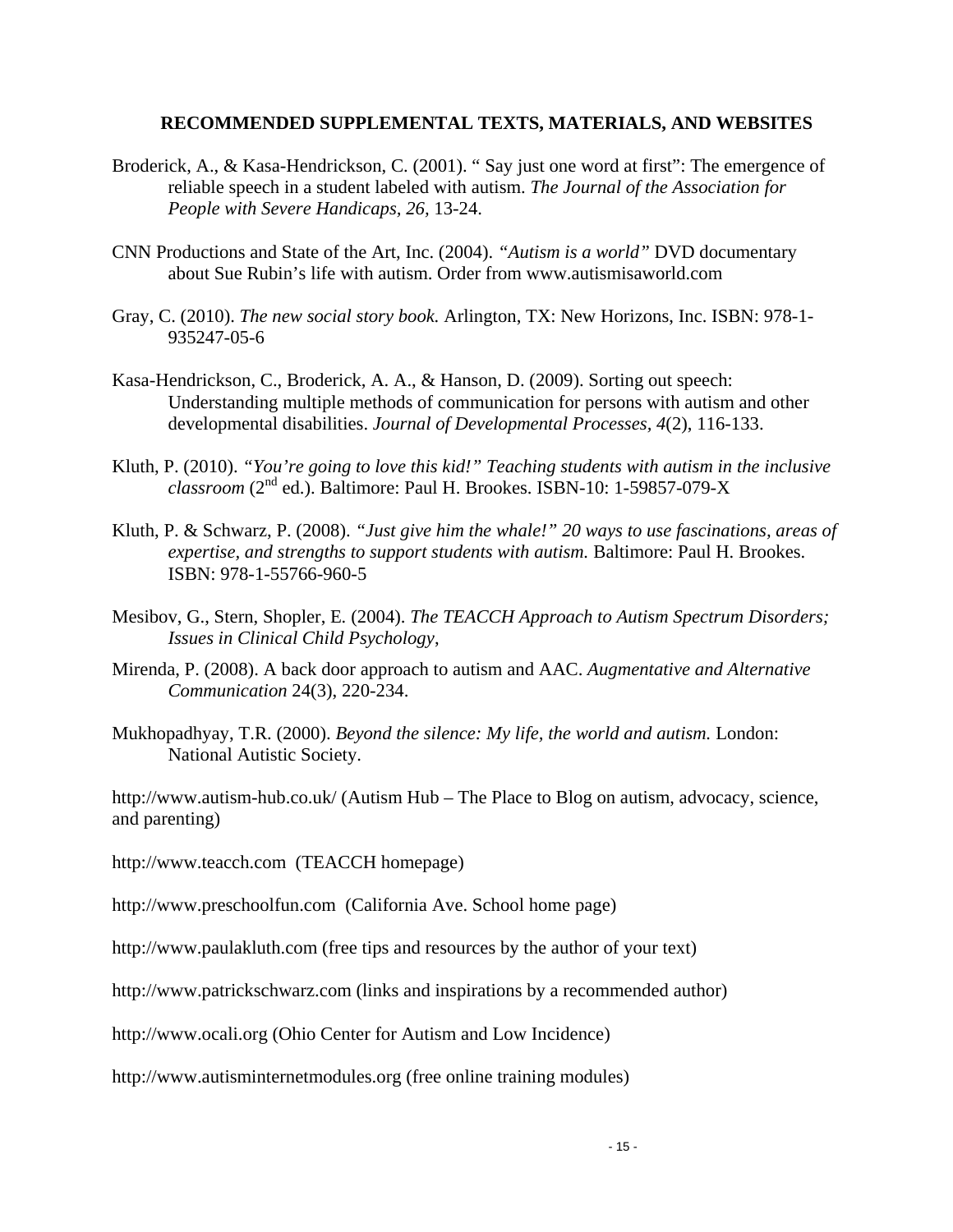## RECOMMENDED SUPPLEMENTAL TEXTS, MATERIALS, AND WEBSITES

Broderick, A., & Kasa-Hendrickson, C. (2001). " Say just one word at first": The emergence of reliable speech in a student labeled with autism. *The Journal of the Association for People with Severe Handicaps, 26,* 13-24.

CNN Productions and State of the Art, Inc. (2004). *"Autism is a world"* DVD documentary about Sue Rubin's life with autism. Order from www.autismisaworld.com

Gray, C. (2010). *The new social story book.* Arlington, TX: New Horizons, Inc. ISBN: 978-1-935247-05-6

Kasa-Hendrickson, C., Broderick, A. A., & Hanson, D. (2009). Sorting out speech: Understanding multiple methods of communication for persons with autism and other developmental disabilities. *Journal of Developmental Processes, 4*(2), 116-133.

Kluth, P. (2010). *"You're going to love this kid!" Teaching students with autism in the inclusive classroom* (2nd ed.). Baltimore: Paul H. Brookes. ISBN-10: 1-59857-079-X

Kluth, P. & Schwarz, P. (2008). *"Just give him the whale!" 20 ways to use fascinations, areas of expertise, and strengths to support students with autism.* Baltimore: Paul H. Brookes. ISBN: 978-1-55766-960-5

Mesibov, G., Stern, Shopler, E. (2004). *The TEACCH Approach to Autism Spectrum Disorders; Issues in Clinical Child Psychology*,

Mirenda, P. (2008). A back door approach to autism and AAC. *Augmentative and Alternative Communication* 24(3), 220-234.

Mukhopadhyay, T.R. (2000). *Beyond the silence: My life, the world and autism.* London: National Autistic Society.

http://www.autism-hub.co.uk/ (Autism Hub – The Place to Blog on autism, advocacy, science, and parenting)

http://www.teacch.com (TEACCH homepage)

http://www.preschoolfun.com (California Ave. School home page)

http://www.paulakluth.com (free tips and resources by the author of your text)

http://www.patrickschwarz.com (links and inspirations by a recommended author)

http://www.ocali.org (Ohio Center for Autism and Low Incidence)

http://www.autisminternetmodules.org (free online training modules)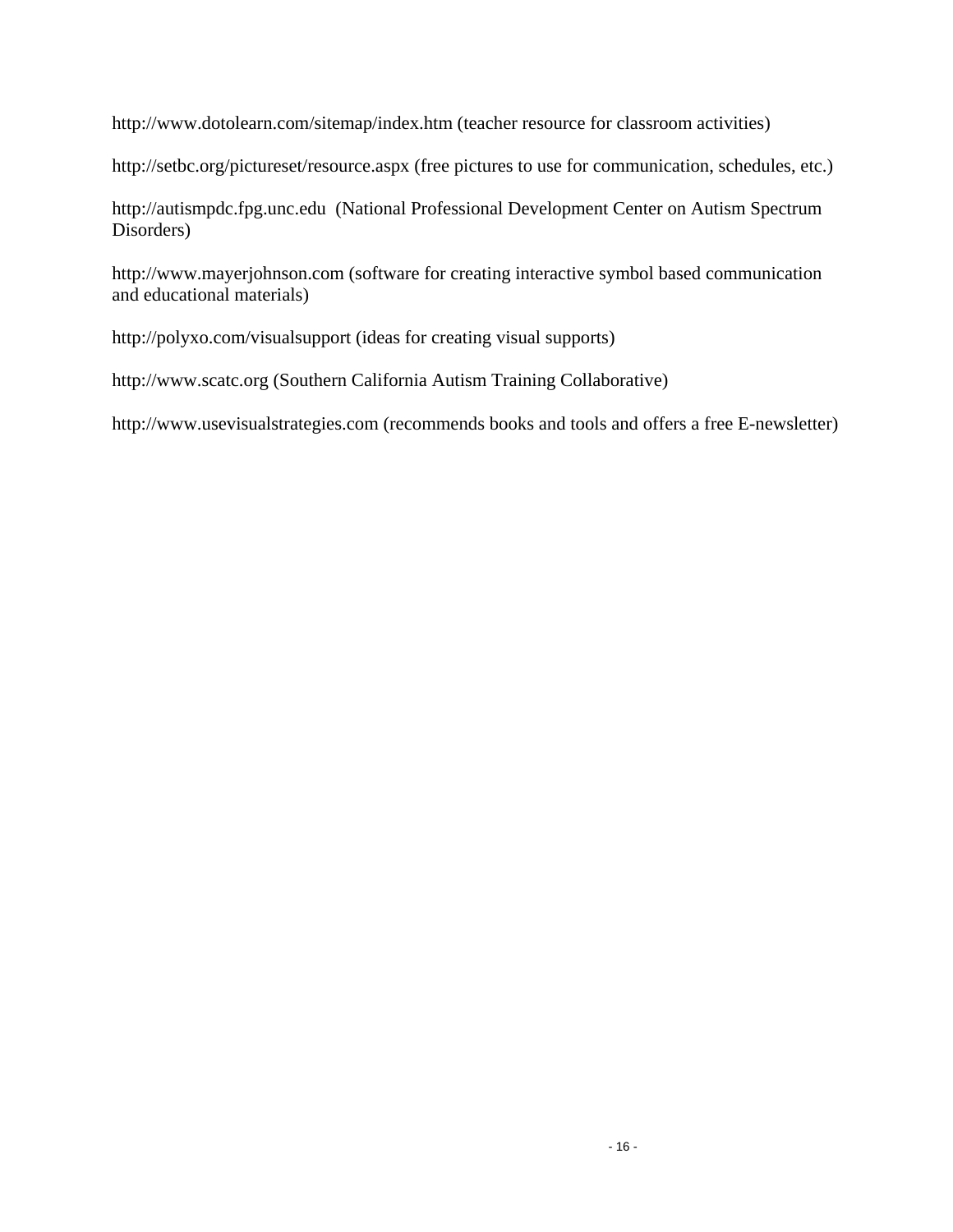http://www.dotolearn.com/sitemap/index.htm (teacher resource for classroom activities)

http://setbc.org/pictureset/resource.aspx (free pictures to use for communication, schedules, etc.)

http://autismpdc.fpg.unc.edu  (National Professional Development Center on Autism Spectrum Disorders)

http://www.mayerjohnson.com (software for creating interactive symbol based communication and educational materials)

http://polyxo.com/visualsupport (ideas for creating visual supports)

http://www.scatc.org (Southern California Autism Training Collaborative)

http://www.usevisualstrategies.com (recommends books and tools and offers a free E-newsletter)